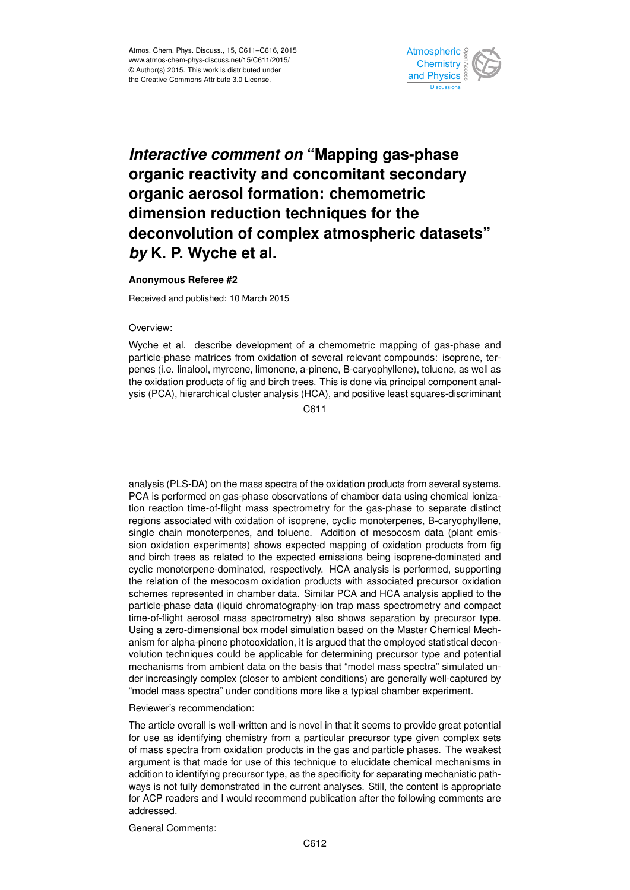# *Interactive comment on* "Mapping gas-phase organic reactivity and concomitant secondary organic aerosol formation: chemometric dimension reduction techniques for the deconvolution of complex atmospheric datasets" *by* K. P. Wyche et al.

**Anonymous Referee #2**

Received and published: 10 March 2015

Overview:

Wyche et al. describe development of a chemometric mapping of gas-phase and particle-phase matrices from oxidation of several relevant compounds: isoprene, terpenes (i.e. linalool, myrcene, limonene, a-pinene, B-caryophyllene), toluene, as well as the oxidation products of fig and birch trees. This is done via principal component analysis (PCA), hierarchical cluster analysis (HCA), and positive least squares-discriminant analysis (PLS-DA) on the mass spectra of the oxidation products from several systems. PCA is performed on gas-phase observations of chamber data using chemical ionization reaction time-of-flight mass spectrometry for the gas-phase to separate distinct regions associated with oxidation of isoprene, cyclic monoterpenes, B-caryophyllene, single chain monoterpenes, and toluene. Addition of mesocosm data (plant emission oxidation experiments) shows expected mapping of oxidation products from fig and birch trees as related to the expected emissions being isoprene-dominated and cyclic monoterpene-dominated, respectively. HCA analysis is performed, supporting the relation of the mesocosm oxidation products with associated precursor oxidation schemes represented in chamber data. Similar PCA and HCA analysis applied to the particle-phase data (liquid chromatography-ion trap mass spectrometry and compact time-of-flight aerosol mass spectrometry) also shows separation by precursor type. Using a zero-dimensional box model simulation based on the Master Chemical Mechanism for alpha-pinene photooxidation, it is argued that the employed statistical deconvolution techniques could be applicable for determining precursor type and potential mechanisms from ambient data on the basis that "model mass spectra" simulated under increasingly complex (closer to ambient conditions) are generally well-captured by "model mass spectra" under conditions more like a typical chamber experiment.

Reviewer's recommendation:

The article overall is well-written and is novel in that it seems to provide great potential for use as identifying chemistry from a particular precursor type given complex sets of mass spectra from oxidation products in the gas and particle phases. The weakest argument is that made for use of this technique to elucidate chemical mechanisms in addition to identifying precursor type, as the specificity for separating mechanistic pathways is not fully demonstrated in the current analyses. Still, the content is appropriate for ACP readers and I would recommend publication after the following comments are addressed.

General Comments: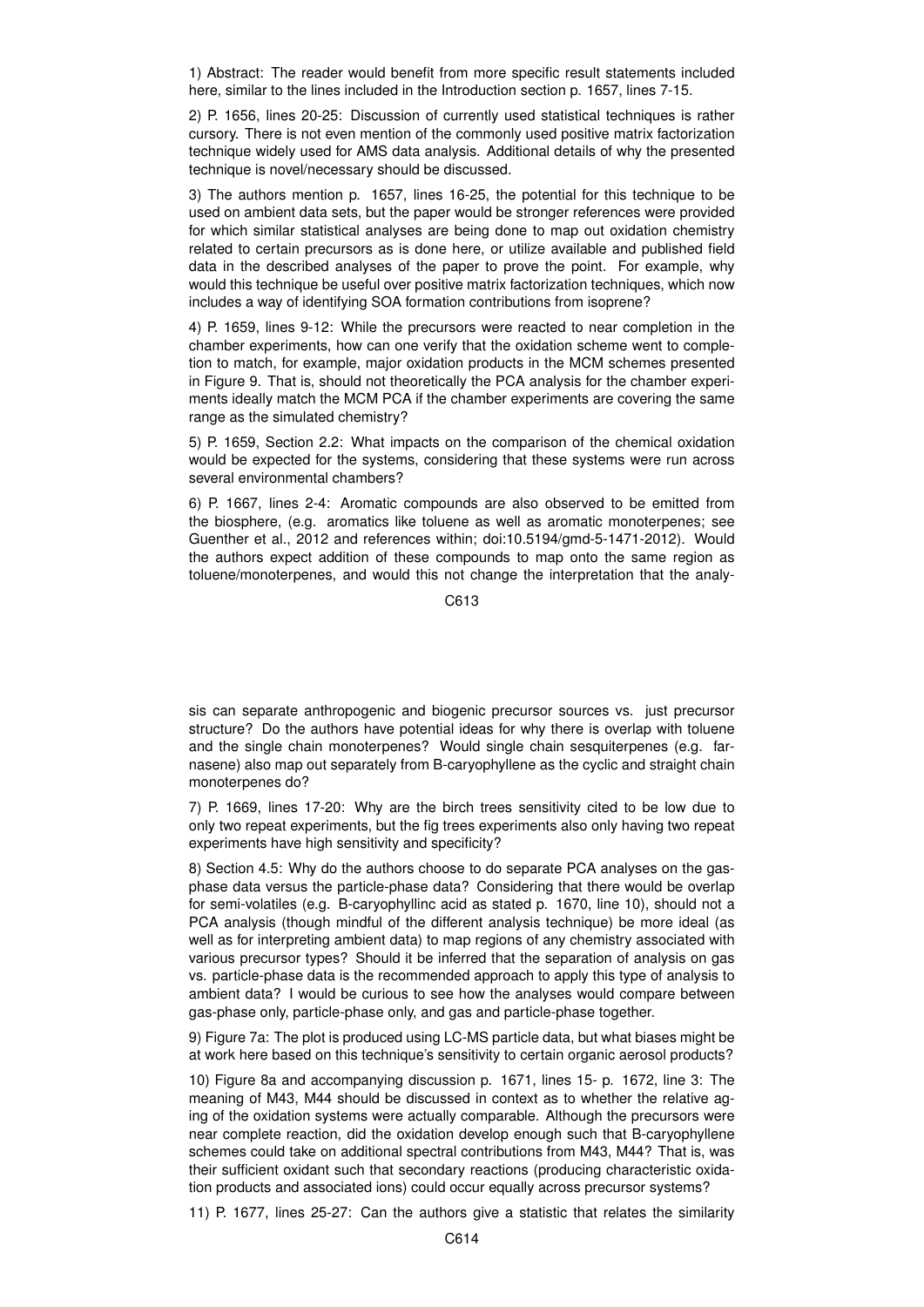1) Abstract: The reader would benefit from more specific result statements included here, similar to the lines included in the Introduction section p. 1657, lines 7-15.

2) P. 1656, lines 20-25: Discussion of currently used statistical techniques is rather cursory. There is not even mention of the commonly used positive matrix factorization technique widely used for AMS data analysis. Additional details of why the presented technique is novel/necessary should be discussed.

3) The authors mention p. 1657, lines 16-25, the potential for this technique to be used on ambient data sets, but the paper would be stronger references were provided for which similar statistical analyses are being done to map out oxidation chemistry related to certain precursors as is done here, or utilize available and published field data in the described analyses of the paper to prove the point. For example, why would this technique be useful over positive matrix factorization techniques, which now includes a way of identifying SOA formation contributions from isoprene?

4) P. 1659, lines 9-12: While the precursors were reacted to near completion in the chamber experiments, how can one verify that the oxidation scheme went to completion to match, for example, major oxidation products in the MCM schemes presented in Figure 9. That is, should not theoretically the PCA analysis for the chamber experiments ideally match the MCM PCA if the chamber experiments are covering the same range as the simulated chemistry?

5) P. 1659, Section 2.2: What impacts on the comparison of the chemical oxidation would be expected for the systems, considering that these systems were run across several environmental chambers?

6) P. 1667, lines 2-4: Aromatic compounds are also observed to be emitted from the biosphere, (e.g. aromatics like toluene as well as aromatic monoterpenes; see Guenther et al., 2012 and references within; doi:10.5194/gmd-5-1471-2012). Would the authors expect addition of these compounds to map onto the same region as toluene/monoterpenes, and would this not change the interpretation that the analysis can separate anthropogenic and biogenic precursor sources vs. just precursor structure? Do the authors have potential ideas for why there is overlap with toluene and the single chain monoterpenes? Would single chain sesquiterpenes (e.g. farnasene) also map out separately from B-caryophyllene as the cyclic and straight chain monoterpenes do?

7) P. 1669, lines 17-20: Why are the birch trees sensitivity cited to be low due to only two repeat experiments, but the fig trees experiments also only having two repeat experiments have high sensitivity and specificity?

8) Section 4.5: Why do the authors choose to do separate PCA analyses on the gas-phase data versus the particle-phase data? Considering that there would be overlap for semi-volatiles (e.g. B-caryophyllinc acid as stated p. 1670, line 10), should not a PCA analysis (though mindful of the different analysis technique) be more ideal (as well as for interpreting ambient data) to map regions of any chemistry associated with various precursor types? Should it be inferred that the separation of analysis on gas vs. particle-phase data is the recommended approach to apply this type of analysis to ambient data? I would be curious to see how the analyses would compare between gas-phase only, particle-phase only, and gas and particle-phase together.

9) Figure 7a: The plot is produced using LC-MS particle data, but what biases might be at work here based on this technique's sensitivity to certain organic aerosol products?

10) Figure 8a and accompanying discussion p. 1671, lines 15- p. 1672, line 3: The meaning of M43, M44 should be discussed in context as to whether the relative aging of the oxidation systems were actually comparable. Although the precursors were near complete reaction, did the oxidation develop enough such that B-caryophyllene schemes could take on additional spectral contributions from M43, M44? That is, was their sufficient oxidant such that secondary reactions (producing characteristic oxidation products and associated ions) could occur equally across precursor systems?

11) P. 1677, lines 25-27: Can the authors give a statistic that relates the similarity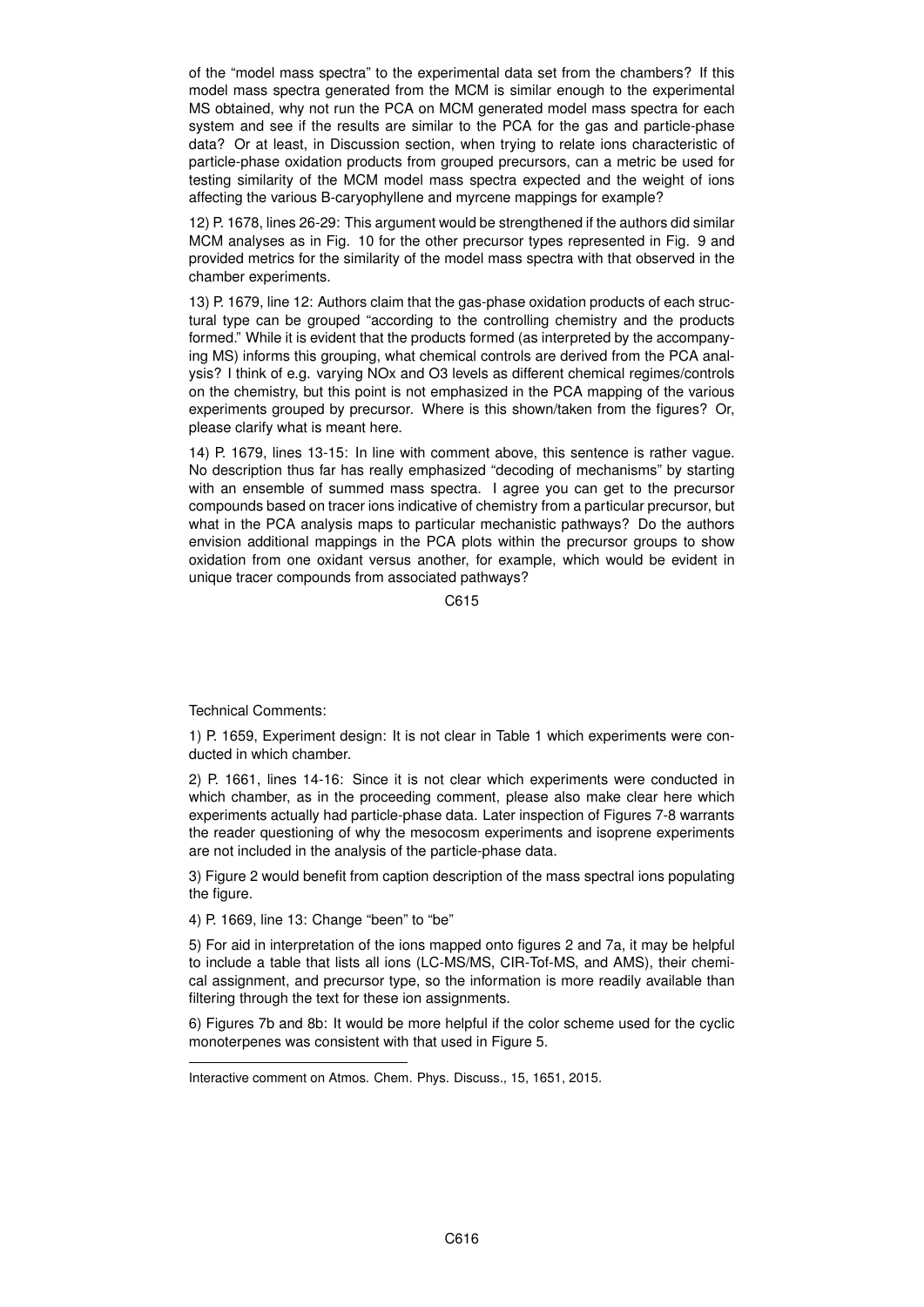of the "model mass spectra" to the experimental data set from the chambers? If this model mass spectra generated from the MCM is similar enough to the experimental MS obtained, why not run the PCA on MCM generated model mass spectra for each system and see if the results are similar to the PCA for the gas and particle-phase data? Or at least, in Discussion section, when trying to relate ions characteristic of particle-phase oxidation products from grouped precursors, can a metric be used for testing similarity of the MCM model mass spectra expected and the weight of ions affecting the various B-caryophyllene and myrcene mappings for example?

12) P. 1678, lines 26-29: This argument would be strengthened if the authors did similar MCM analyses as in Fig. 10 for the other precursor types represented in Fig. 9 and provided metrics for the similarity of the model mass spectra with that observed in the chamber experiments.

13) P. 1679, line 12: Authors claim that the gas-phase oxidation products of each structural type can be grouped "according to the controlling chemistry and the products formed." While it is evident that the products formed (as interpreted by the accompanying MS) informs this grouping, what chemical controls are derived from the PCA analysis? I think of e.g. varying NOx and O3 levels as different chemical regimes/controls on the chemistry, but this point is not emphasized in the PCA mapping of the various experiments grouped by precursor. Where is this shown/taken from the figures? Or, please clarify what is meant here.

14) P. 1679, lines 13-15: In line with comment above, this sentence is rather vague. No description thus far has really emphasized "decoding of mechanisms" by starting with an ensemble of summed mass spectra. I agree you can get to the precursor compounds based on tracer ions indicative of chemistry from a particular precursor, but what in the PCA analysis maps to particular mechanistic pathways? Do the authors envision additional mappings in the PCA plots within the precursor groups to show oxidation from one oxidant versus another, for example, which would be evident in unique tracer compounds from associated pathways?

Technical Comments:

1) P. 1659, Experiment design: It is not clear in Table 1 which experiments were conducted in which chamber.

2) P. 1661, lines 14-16: Since it is not clear which experiments were conducted in which chamber, as in the proceeding comment, please also make clear here which experiments actually had particle-phase data. Later inspection of Figures 7-8 warrants the reader questioning of why the mesocosm experiments and isoprene experiments are not included in the analysis of the particle-phase data.

3) Figure 2 would benefit from caption description of the mass spectral ions populating the figure.

4) P. 1669, line 13: Change "been" to "be"

5) For aid in interpretation of the ions mapped onto figures 2 and 7a, it may be helpful to include a table that lists all ions (LC-MS/MS, CIR-Tof-MS, and AMS), their chemical assignment, and precursor type, so the information is more readily available than filtering through the text for these ion assignments.

6) Figures 7b and 8b: It would be more helpful if the color scheme used for the cyclic monoterpenes was consistent with that used in Figure 5.

Interactive comment on Atmos. Chem. Phys. Discuss., 15, 1651, 2015.